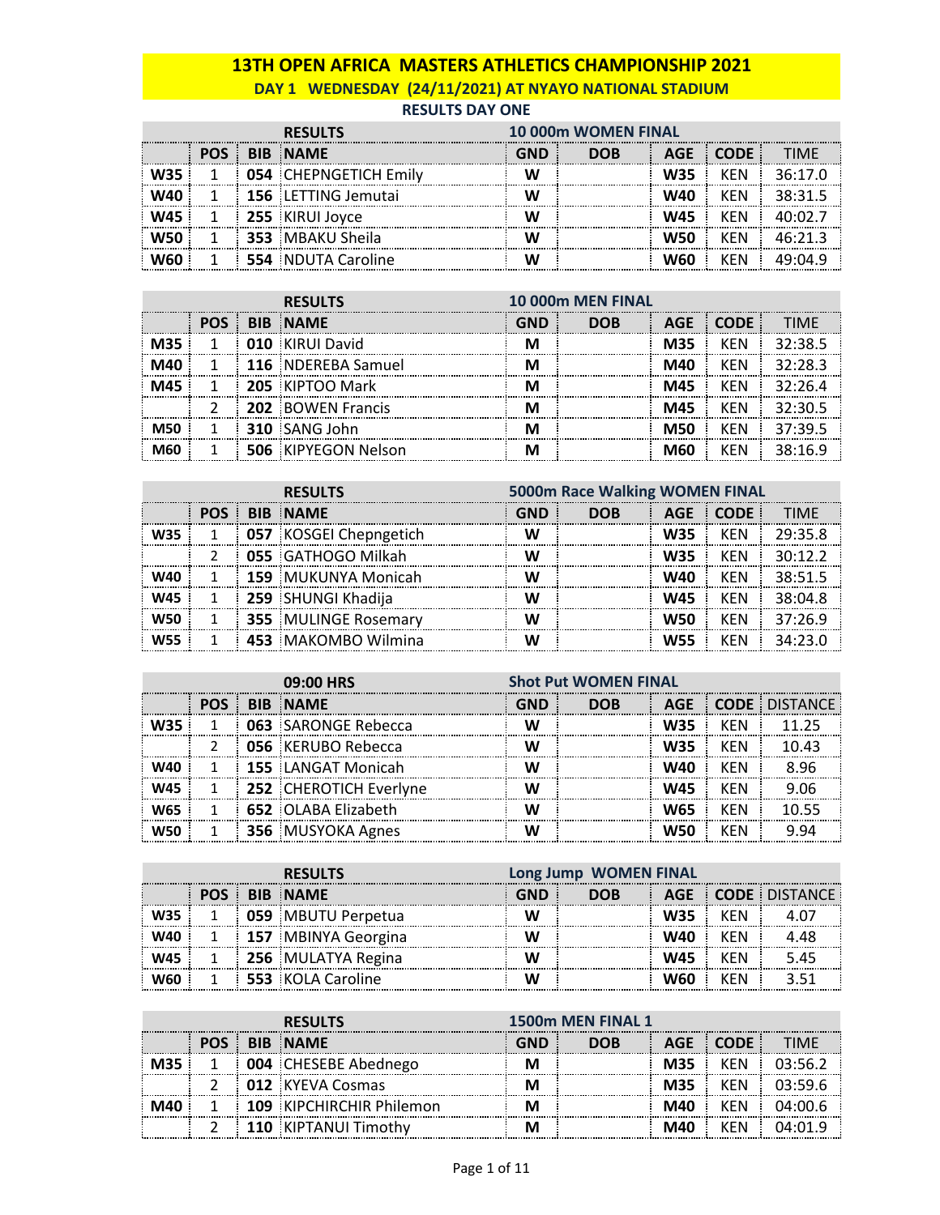# 13TH OPEN AFRICA MASTERS ATHLETICS CHAMPIONSHIP 2021

## DAY 1 WEDNESDAY (24/11/2021) AT NYAYO NATIONAL STADIUM

### RESULTS DAY ONE

| | | | RESULTS | 10 000m WOMEN FINAL | | | | |
|---|---|---|---|---|---|---|---|---|
| | **POS** | **BIB** | **NAME** | **GND** | **DOB** | **AGE** | **CODE** | **TIME** |
| **W35** | 1 | **054** | CHEPNGETICH Emily | **W** | | **W35** | KEN | 36:17.0 |
| **W40** | 1 | **156** | LETTING Jemutai | **W** | | **W40** | KEN | 38:31.5 |
| **W45** | 1 | **255** | KIRUI Joyce | **W** | | **W45** | KEN | 40:02.7 |
| **W50** | 1 | **353** | MBAKU Sheila | **W** | | **W50** | KEN | 46:21.3 |
| **W60** | 1 | **554** | NDUTA Caroline | **W** | | **W60** | KEN | 49:04.9 |

| | | | RESULTS | 10 000m MEN FINAL | | | | |
|---|---|---|---|---|---|---|---|---|
| | **POS** | **BIB** | **NAME** | **GND** | **DOB** | **AGE** | **CODE** | **TIME** |
| **M35** | 1 | **010** | KIRUI David | **M** | | **M35** | KEN | 32:38.5 |
| **M40** | 1 | **116** | NDEREBA Samuel | **M** | | **M40** | KEN | 32:28.3 |
| **M45** | 1 | **205** | KIPTOO Mark | **M** | | **M45** | KEN | 32:26.4 |
| | 2 | **202** | BOWEN Francis | **M** | | **M45** | KEN | 32:30.5 |
| **M50** | 1 | **310** | SANG John | **M** | | **M50** | KEN | 37:39.5 |
| **M60** | 1 | **506** | KIPYEGON Nelson | **M** | | **M60** | KEN | 38:16.9 |

| | | | RESULTS | 5000m Race Walking WOMEN FINAL | | | | |
|---|---|---|---|---|---|---|---|---|
| | **POS** | **BIB** | **NAME** | **GND** | **DOB** | **AGE** | **CODE** | **TIME** |
| **W35** | 1 | **057** | KOSGEI Chepngetich | **W** | | **W35** | KEN | 29:35.8 |
| | 2 | **055** | GATHOGO Milkah | **W** | | **W35** | KEN | 30:12.2 |
| **W40** | 1 | **159** | MUKUNYA Monicah | **W** | | **W40** | KEN | 38:51.5 |
| **W45** | 1 | **259** | SHUNGI Khadija | **W** | | **W45** | KEN | 38:04.8 |
| **W50** | 1 | **355** | MULINGE Rosemary | **W** | | **W50** | KEN | 37:26.9 |
| **W55** | 1 | **453** | MAKOMBO Wilmina | **W** | | **W55** | KEN | 34:23.0 |

| | | | 09:00 HRS | Shot Put WOMEN FINAL | | | | |
|---|---|---|---|---|---|---|---|---|
| | **POS** | **BIB** | **NAME** | **GND** | **DOB** | **AGE** | **CODE** | **DISTANCE** |
| **W35** | 1 | **063** | SARONGE Rebecca | **W** | | **W35** | KEN | 11.25 |
| | 2 | **056** | KERUBO Rebecca | **W** | | **W35** | KEN | 10.43 |
| **W40** | 1 | **155** | LANGAT Monicah | **W** | | **W40** | KEN | 8.96 |
| **W45** | 1 | **252** | CHEROTICH Everlyne | **W** | | **W45** | KEN | 9.06 |
| **W65** | 1 | **652** | OLABA Elizabeth | **W** | | **W65** | KEN | 10.55 |
| **W50** | 1 | **356** | MUSYOKA Agnes | **W** | | **W50** | KEN | 9.94 |

| | | | RESULTS | Long Jump WOMEN FINAL | | | | |
|---|---|---|---|---|---|---|---|---|
| | **POS** | **BIB** | **NAME** | **GND** | **DOB** | **AGE** | **CODE** | **DISTANCE** |
| **W35** | 1 | **059** | MBUTU Perpetua | **W** | | **W35** | KEN | 4.07 |
| **W40** | 1 | **157** | MBINYA Georgina | **W** | | **W40** | KEN | 4.48 |
| **W45** | 1 | **256** | MULATYA Regina | **W** | | **W45** | KEN | 5.45 |
| **W60** | 1 | **553** | KOLA Caroline | **W** | | **W60** | KEN | 3.51 |

| | | | RESULTS | 1500m MEN FINAL 1 | | | | |
|---|---|---|---|---|---|---|---|---|
| | **POS** | **BIB** | **NAME** | **GND** | **DOB** | **AGE** | **CODE** | **TIME** |
| **M35** | 1 | **004** | CHESEBE Abednego | **M** | | **M35** | KEN | 03:56.2 |
| | 2 | **012** | KYEVA Cosmas | **M** | | **M35** | KEN | 03:59.6 |
| **M40** | 1 | **109** | KIPCHIRCHIR Philemon | **M** | | **M40** | KEN | 04:00.6 |
| | 2 | **110** | KIPTANUI Timothy | **M** | | **M40** | KEN | 04:01.9 |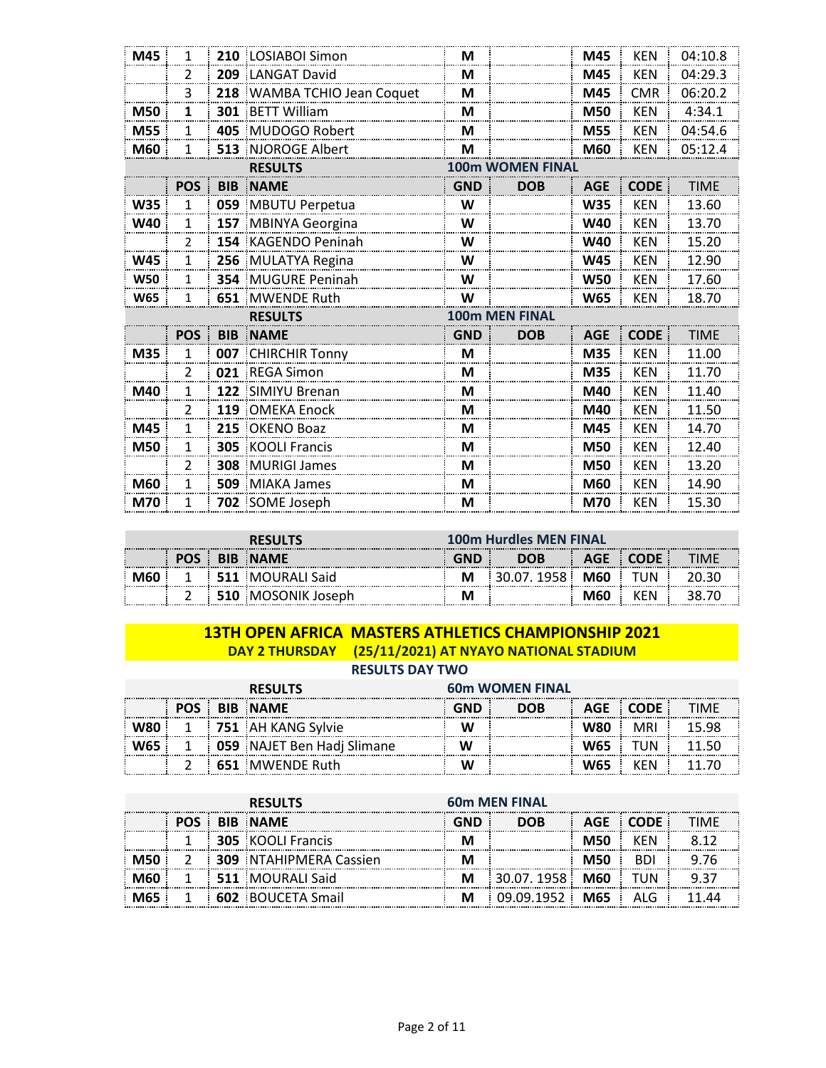| | POS | BIB | NAME | GND | DOB | AGE | CODE | TIME |
|---|---|---|---|---|---|---|---|---|
| M45 | 1 | 210 | LOSIABOI Simon | M | | M45 | KEN | 04:10.8 |
| | 2 | 209 | LANGAT David | M | | M45 | KEN | 04:29.3 |
| | 3 | 218 | WAMBA TCHIO Jean Coquet | M | | M45 | CMR | 06:20.2 |
| M50 | 1 | 301 | BETT William | M | | M50 | KEN | 4:34.1 |
| M55 | 1 | 405 | MUDOGO Robert | M | | M55 | KEN | 04:54.6 |
| M60 | 1 | 513 | NJOROGE Albert | M | | M60 | KEN | 05:12.4 |

**RESULTS — 100m WOMEN FINAL**

| | POS | BIB | NAME | GND | DOB | AGE | CODE | TIME |
|---|---|---|---|---|---|---|---|---|
| W35 | 1 | 059 | MBUTU Perpetua | W | | W35 | KEN | 13.60 |
| W40 | 1 | 157 | MBINYA Georgina | W | | W40 | KEN | 13.70 |
| | 2 | 154 | KAGENDO Peninah | W | | W40 | KEN | 15.20 |
| W45 | 1 | 256 | MULATYA Regina | W | | W45 | KEN | 12.90 |
| W50 | 1 | 354 | MUGURE Peninah | W | | W50 | KEN | 17.60 |
| W65 | 1 | 651 | MWENDE Ruth | W | | W65 | KEN | 18.70 |

**RESULTS — 100m MEN FINAL**

| | POS | BIB | NAME | GND | DOB | AGE | CODE | TIME |
|---|---|---|---|---|---|---|---|---|
| M35 | 1 | 007 | CHIRCHIR Tonny | M | | M35 | KEN | 11.00 |
| | 2 | 021 | REGA Simon | M | | M35 | KEN | 11.70 |
| M40 | 1 | 122 | SIMIYU Brenan | M | | M40 | KEN | 11.40 |
| | 2 | 119 | OMEKA Enock | M | | M40 | KEN | 11.50 |
| M45 | 1 | 215 | OKENO Boaz | M | | M45 | KEN | 14.70 |
| M50 | 1 | 305 | KOOLI Francis | M | | M50 | KEN | 12.40 |
| | 2 | 308 | MURIGI James | M | | M50 | KEN | 13.20 |
| M60 | 1 | 509 | MIAKA James | M | | M60 | KEN | 14.90 |
| M70 | 1 | 702 | SOME Joseph | M | | M70 | KEN | 15.30 |

**RESULTS — 100m Hurdles MEN FINAL**

| | POS | BIB | NAME | GND | DOB | AGE | CODE | TIME |
|---|---|---|---|---|---|---|---|---|
| M60 | 1 | 511 | MOURALI Said | M | 30.07. 1958 | M60 | TUN | 20.30 |
| | 2 | 510 | MOSONIK Joseph | M | | M60 | KEN | 38.70 |

## 13TH OPEN AFRICA MASTERS ATHLETICS CHAMPIONSHIP 2021

**DAY 2 THURSDAY (25/11/2021) AT NYAYO NATIONAL STADIUM**

**RESULTS DAY TWO**

**RESULTS — 60m WOMEN FINAL**

| | POS | BIB | NAME | GND | DOB | AGE | CODE | TIME |
|---|---|---|---|---|---|---|---|---|
| W80 | 1 | 751 | AH KANG Sylvie | W | | W80 | MRI | 15.98 |
| W65 | 1 | 059 | NAJET Ben Hadj Slimane | W | | W65 | TUN | 11.50 |
| | 2 | 651 | MWENDE Ruth | W | | W65 | KEN | 11.70 |

**RESULTS — 60m MEN FINAL**

| | POS | BIB | NAME | GND | DOB | AGE | CODE | TIME |
|---|---|---|---|---|---|---|---|---|
| | 1 | 305 | KOOLI Francis | M | | M50 | KEN | 8.12 |
| M50 | 2 | 309 | NTAHIPMERA Cassien | M | | M50 | BDI | 9.76 |
| M60 | 1 | 511 | MOURALI Said | M | 30.07. 1958 | M60 | TUN | 9.37 |
| M65 | 1 | 602 | BOUCETA Smail | M | 09.09.1952 | M65 | ALG | 11.44 |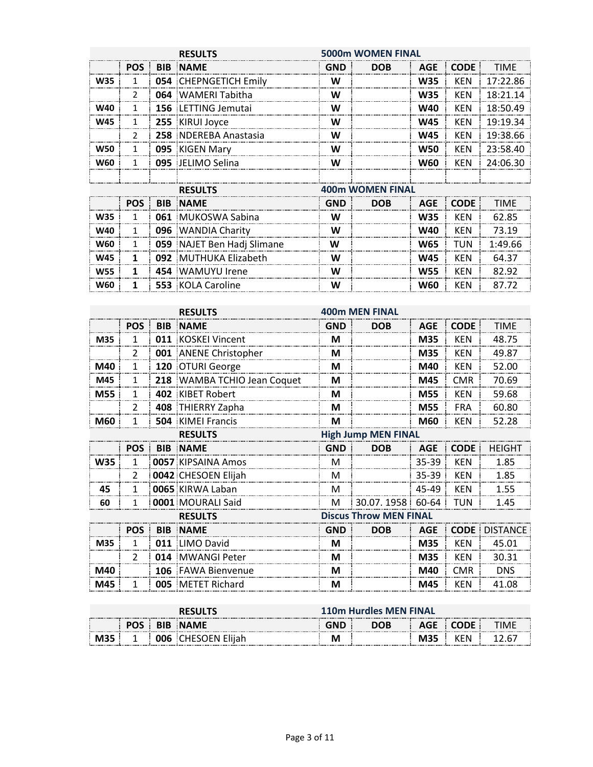| | | | RESULTS | 5000m WOMEN FINAL | | | | |
|---|---|---|---|---|---|---|---|---|
| | **POS** | **BIB** | **NAME** | **GND** | **DOB** | **AGE** | **CODE** | TIME |
| **W35** | 1 | **054** | CHEPNGETICH Emily | **W** | | **W35** | KEN | 17:22.86 |
| | 2 | **064** | WAMERI Tabitha | **W** | | **W35** | KEN | 18:21.14 |
| **W40** | 1 | **156** | LETTING Jemutai | **W** | | **W40** | KEN | 18:50.49 |
| **W45** | 1 | **255** | KIRUI Joyce | **W** | | **W45** | KEN | 19:19.34 |
| | 2 | **258** | NDEREBA Anastasia | **W** | | **W45** | KEN | 19:38.66 |
| **W50** | 1 | **095** | KIGEN Mary | **W** | | **W50** | KEN | 23:58.40 |
| **W60** | 1 | **095** | JELIMO Selina | **W** | | **W60** | KEN | 24:06.30 |

| | | | RESULTS | 400m WOMEN FINAL | | | | |
|---|---|---|---|---|---|---|---|---|
| | **POS** | **BIB** | **NAME** | **GND** | **DOB** | **AGE** | **CODE** | TIME |
| **W35** | 1 | **061** | MUKOSWA Sabina | **W** | | **W35** | KEN | 62.85 |
| **W40** | 1 | **096** | WANDIA Charity | **W** | | **W40** | KEN | 73.19 |
| **W60** | 1 | **059** | NAJET Ben Hadj Slimane | **W** | | **W65** | TUN | 1:49.66 |
| **W45** | **1** | **092** | MUTHUKA Elizabeth | **W** | | **W45** | KEN | 64.37 |
| **W55** | **1** | **454** | WAMUYU Irene | **W** | | **W55** | KEN | 82.92 |
| **W60** | **1** | **553** | KOLA Caroline | **W** | | **W60** | KEN | 87.72 |

| | | | RESULTS | 400m MEN FINAL | | | | |
|---|---|---|---|---|---|---|---|---|
| | **POS** | **BIB** | **NAME** | **GND** | **DOB** | **AGE** | **CODE** | TIME |
| **M35** | 1 | **011** | KOSKEI Vincent | **M** | | **M35** | KEN | 48.75 |
| | 2 | **001** | ANENE Christopher | **M** | | **M35** | KEN | 49.87 |
| **M40** | 1 | **120** | OTURI George | **M** | | **M40** | KEN | 52.00 |
| **M45** | 1 | **218** | WAMBA TCHIO Jean Coquet | **M** | | **M45** | CMR | 70.69 |
| **M55** | 1 | **402** | KIBET Robert | **M** | | **M55** | KEN | 59.68 |
| | 2 | **408** | THIERRY Zapha | **M** | | **M55** | FRA | 60.80 |
| **M60** | 1 | **504** | KIMEI Francis | **M** | | **M60** | KEN | 52.28 |

| | | | RESULTS | High Jump MEN FINAL | | | | |
|---|---|---|---|---|---|---|---|---|
| | **POS** | **BIB** | **NAME** | **GND** | **DOB** | **AGE** | **CODE** | HEIGHT |
| **W35** | 1 | **0057** | KIPSAINA Amos | M | | 35-39 | KEN | 1.85 |
| | 2 | **0042** | CHESOEN Elijah | M | | 35-39 | KEN | 1.85 |
| **45** | 1 | **0065** | KIRWA Laban | M | | 45-49 | KEN | 1.55 |
| **60** | 1 | **0001** | MOURALI Said | M | 30.07. 1958 | 60-64 | TUN | 1.45 |

| | | | RESULTS | Discus Throw MEN FINAL | | | | |
|---|---|---|---|---|---|---|---|---|
| | **POS** | **BIB** | **NAME** | **GND** | **DOB** | **AGE** | **CODE** | DISTANCE |
| **M35** | 1 | **011** | LIMO David | **M** | | **M35** | KEN | 45.01 |
| | 2 | **014** | MWANGI Peter | **M** | | **M35** | KEN | 30.31 |
| **M40** | | **106** | FAWA Bienvenue | **M** | | **M40** | CMR | DNS |
| **M45** | 1 | **005** | METET Richard | **M** | | **M45** | KEN | 41.08 |

| | | | RESULTS | 110m Hurdles MEN FINAL | | | | |
|---|---|---|---|---|---|---|---|---|
| | **POS** | **BIB** | **NAME** | **GND** | **DOB** | **AGE** | **CODE** | TIME |
| **M35** | 1 | **006** | CHESOEN Elijah | **M** | | **M35** | KEN | 12.67 |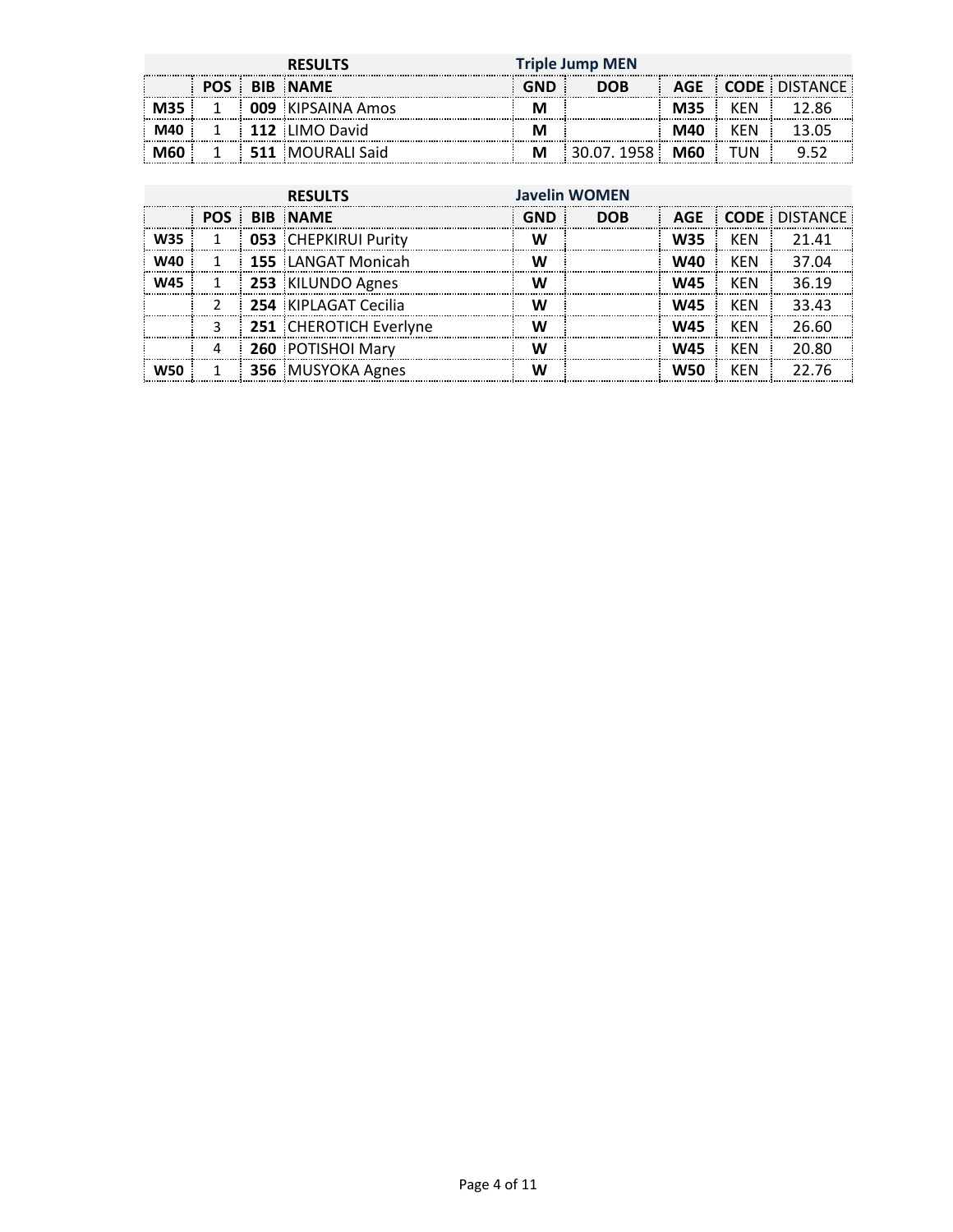| | | | RESULTS | Triple Jump MEN | | | | |
|---|---|---|---|---|---|---|---|---|
| | **POS** | **BIB** | **NAME** | **GND** | **DOB** | **AGE** | **CODE** | DISTANCE |
| **M35** | 1 | **009** | KIPSAINA Amos | **M** | | **M35** | KEN | 12.86 |
| **M40** | 1 | **112** | LIMO David | **M** | | **M40** | KEN | 13.05 |
| **M60** | 1 | **511** | MOURALI Said | **M** | 30.07. 1958 | **M60** | TUN | 9.52 |

| | | | RESULTS | Javelin WOMEN | | | | |
|---|---|---|---|---|---|---|---|---|
| | **POS** | **BIB** | **NAME** | **GND** | **DOB** | **AGE** | **CODE** | DISTANCE |
| **W35** | 1 | **053** | CHEPKIRUI Purity | **W** | | **W35** | KEN | 21.41 |
| **W40** | 1 | **155** | LANGAT Monicah | **W** | | **W40** | KEN | 37.04 |
| **W45** | 1 | **253** | KILUNDO Agnes | **W** | | **W45** | KEN | 36.19 |
| | 2 | **254** | KIPLAGAT Cecilia | **W** | | **W45** | KEN | 33.43 |
| | 3 | **251** | CHEROTICH Everlyne | **W** | | **W45** | KEN | 26.60 |
| | 4 | **260** | POTISHOI Mary | **W** | | **W45** | KEN | 20.80 |
| **W50** | 1 | **356** | MUSYOKA Agnes | **W** | | **W50** | KEN | 22.76 |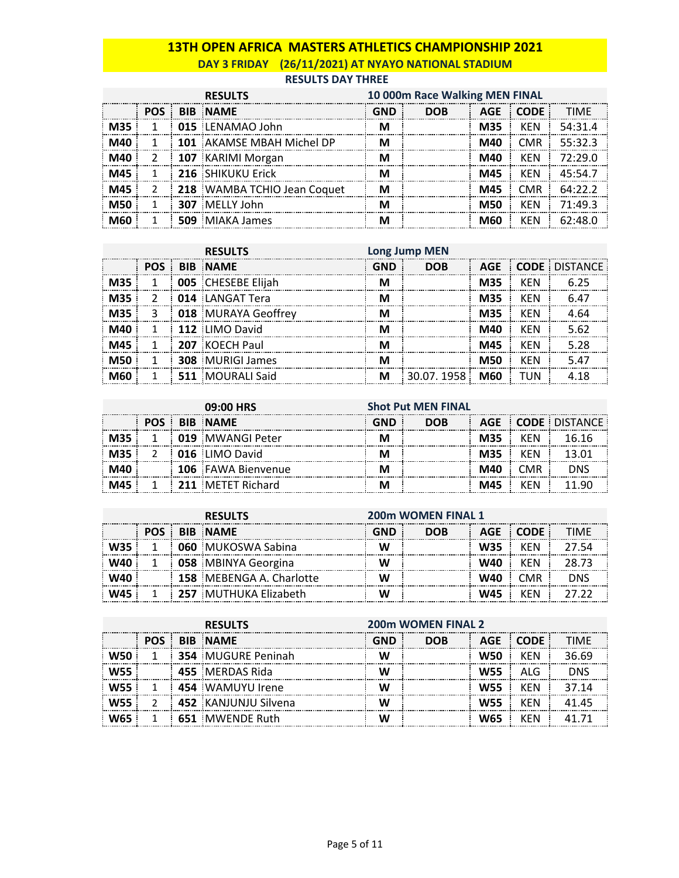# 13TH OPEN AFRICA MASTERS ATHLETICS CHAMPIONSHIP 2021

## DAY 3 FRIDAY (26/11/2021) AT NYAYO NATIONAL STADIUM

### RESULTS DAY THREE

**RESULTS — 10 000m Race Walking MEN FINAL**

| | POS | BIB | NAME | GND | DOB | AGE | CODE | TIME |
|---|---|---|---|---|---|---|---|---|
| M35 | 1 | 015 | LENAMAO John | M | | M35 | KEN | 54:31.4 |
| M40 | 1 | 101 | AKAMSE MBAH Michel DP | M | | M40 | CMR | 55:32.3 |
| M40 | 2 | 107 | KARIMI Morgan | M | | M40 | KEN | 72:29.0 |
| M45 | 1 | 216 | SHIKUKU Erick | M | | M45 | KEN | 45:54.7 |
| M45 | 2 | 218 | WAMBA TCHIO Jean Coquet | M | | M45 | CMR | 64:22.2 |
| M50 | 1 | 307 | MELLY John | M | | M50 | KEN | 71:49.3 |
| M60 | 1 | 509 | MIAKA James | M | | M60 | KEN | 62:48.0 |

**RESULTS — Long Jump MEN**

| | POS | BIB | NAME | GND | DOB | AGE | CODE | DISTANCE |
|---|---|---|---|---|---|---|---|---|
| M35 | 1 | 005 | CHESEBE Elijah | M | | M35 | KEN | 6.25 |
| M35 | 2 | 014 | LANGAT Tera | M | | M35 | KEN | 6.47 |
| M35 | 3 | 018 | MURAYA Geoffrey | M | | M35 | KEN | 4.64 |
| M40 | 1 | 112 | LIMO David | M | | M40 | KEN | 5.62 |
| M45 | 1 | 207 | KOECH Paul | M | | M45 | KEN | 5.28 |
| M50 | 1 | 308 | MURIGI James | M | | M50 | KEN | 5.47 |
| M60 | 1 | 511 | MOURALI Said | M | 30.07. 1958 | M60 | TUN | 4.18 |

**09:00 HRS — Shot Put MEN FINAL**

| | POS | BIB | NAME | GND | DOB | AGE | CODE | DISTANCE |
|---|---|---|---|---|---|---|---|---|
| M35 | 1 | 019 | MWANGI Peter | M | | M35 | KEN | 16.16 |
| M35 | 2 | 016 | LIMO David | M | | M35 | KEN | 13.01 |
| M40 | | 106 | FAWA Bienvenue | M | | M40 | CMR | DNS |
| M45 | 1 | 211 | METET Richard | M | | M45 | KEN | 11.90 |

**RESULTS — 200m WOMEN FINAL 1**

| | POS | BIB | NAME | GND | DOB | AGE | CODE | TIME |
|---|---|---|---|---|---|---|---|---|
| W35 | 1 | 060 | MUKOSWA Sabina | W | | W35 | KEN | 27.54 |
| W40 | 1 | 058 | MBINYA Georgina | W | | W40 | KEN | 28.73 |
| W40 | | 158 | MEBENGA A. Charlotte | W | | W40 | CMR | DNS |
| W45 | 1 | 257 | MUTHUKA Elizabeth | W | | W45 | KEN | 27.22 |

**RESULTS — 200m WOMEN FINAL 2**

| | POS | BIB | NAME | GND | DOB | AGE | CODE | TIME |
|---|---|---|---|---|---|---|---|---|
| W50 | 1 | 354 | MUGURE Peninah | W | | W50 | KEN | 36.69 |
| W55 | | 455 | MERDAS Rida | W | | W55 | ALG | DNS |
| W55 | 1 | 454 | WAMUYU Irene | W | | W55 | KEN | 37.14 |
| W55 | 2 | 452 | KANJUNJU Silvena | W | | W55 | KEN | 41.45 |
| W65 | 1 | 651 | MWENDE Ruth | W | | W65 | KEN | 41.71 |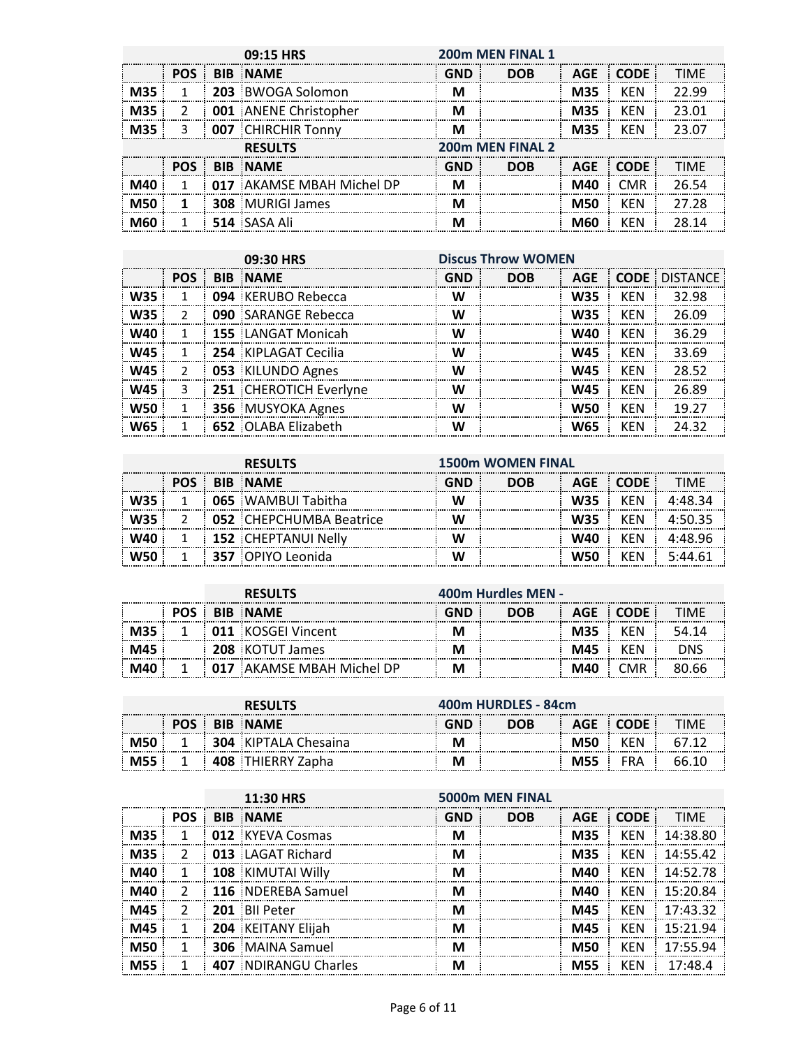| | | | 09:15 HRS | 200m MEN FINAL 1 | | | | |
|---|---|---|---|---|---|---|---|---|
| | POS | BIB | NAME | GND | DOB | AGE | CODE | TIME |
| M35 | 1 | 203 | BWOGA Solomon | M | | M35 | KEN | 22.99 |
| M35 | 2 | 001 | ANENE Christopher | M | | M35 | KEN | 23.01 |
| M35 | 3 | 007 | CHIRCHIR Tonny | M | | M35 | KEN | 23.07 |

| | | | RESULTS | 200m MEN FINAL 2 | | | | |
|---|---|---|---|---|---|---|---|---|
| | POS | BIB | NAME | GND | DOB | AGE | CODE | TIME |
| M40 | 1 | 017 | AKAMSE MBAH Michel DP | M | | M40 | CMR | 26.54 |
| M50 | **1** | 308 | MURIGI James | M | | M50 | KEN | 27.28 |
| M60 | 1 | 514 | SASA Ali | M | | M60 | KEN | 28.14 |

| | | | 09:30 HRS | Discus Throw WOMEN | | | | |
|---|---|---|---|---|---|---|---|---|
| | POS | BIB | NAME | GND | DOB | AGE | CODE | DISTANCE |
| W35 | 1 | 094 | KERUBO Rebecca | W | | W35 | KEN | 32.98 |
| W35 | 2 | 090 | SARANGE Rebecca | W | | W35 | KEN | 26.09 |
| W40 | 1 | 155 | LANGAT Monicah | W | | W40 | KEN | 36.29 |
| W45 | 1 | 254 | KIPLAGAT Cecilia | W | | W45 | KEN | 33.69 |
| W45 | 2 | 053 | KILUNDO Agnes | W | | W45 | KEN | 28.52 |
| W45 | 3 | 251 | CHEROTICH Everlyne | W | | W45 | KEN | 26.89 |
| W50 | 1 | 356 | MUSYOKA Agnes | W | | W50 | KEN | 19.27 |
| W65 | 1 | 652 | OLABA Elizabeth | W | | W65 | KEN | 24.32 |

| | | | RESULTS | 1500m WOMEN FINAL | | | | |
|---|---|---|---|---|---|---|---|---|
| | POS | BIB | NAME | GND | DOB | AGE | CODE | TIME |
| W35 | 1 | 065 | WAMBUI Tabitha | W | | W35 | KEN | 4:48.34 |
| W35 | 2 | 052 | CHEPCHUMBA Beatrice | W | | W35 | KEN | 4:50.35 |
| W40 | 1 | 152 | CHEPTANUI Nelly | W | | W40 | KEN | 4:48.96 |
| W50 | 1 | 357 | OPIYO Leonida | W | | W50 | KEN | 5:44.61 |

| | | | RESULTS | 400m Hurdles MEN - | | | | |
|---|---|---|---|---|---|---|---|---|
| | POS | BIB | NAME | GND | DOB | AGE | CODE | TIME |
| M35 | 1 | 011 | KOSGEI Vincent | M | | M35 | KEN | 54.14 |
| M45 | | 208 | KOTUT James | M | | M45 | KEN | DNS |
| M40 | 1 | 017 | AKAMSE MBAH Michel DP | M | | M40 | CMR | 80.66 |

| | | | RESULTS | 400m HURDLES - 84cm | | | | |
|---|---|---|---|---|---|---|---|---|
| | POS | BIB | NAME | GND | DOB | AGE | CODE | TIME |
| M50 | 1 | 304 | KIPTALA Chesaina | M | | M50 | KEN | 67.12 |
| M55 | 1 | 408 | THIERRY Zapha | M | | M55 | FRA | 66.10 |

| | | | 11:30 HRS | 5000m MEN FINAL | | | | |
|---|---|---|---|---|---|---|---|---|
| | POS | BIB | NAME | GND | DOB | AGE | CODE | TIME |
| M35 | 1 | 012 | KYEVA Cosmas | M | | M35 | KEN | 14:38.80 |
| M35 | 2 | 013 | LAGAT Richard | M | | M35 | KEN | 14:55.42 |
| M40 | 1 | 108 | KIMUTAI Willy | M | | M40 | KEN | 14:52.78 |
| M40 | 2 | 116 | NDEREBA Samuel | M | | M40 | KEN | 15:20.84 |
| M45 | 2 | 201 | BII Peter | M | | M45 | KEN | 17:43.32 |
| M45 | 1 | 204 | KEITANY Elijah | M | | M45 | KEN | 15:21.94 |
| M50 | 1 | 306 | MAINA Samuel | M | | M50 | KEN | 17:55.94 |
| M55 | 1 | 407 | NDIRANGU Charles | M | | M55 | KEN | 17:48.4 |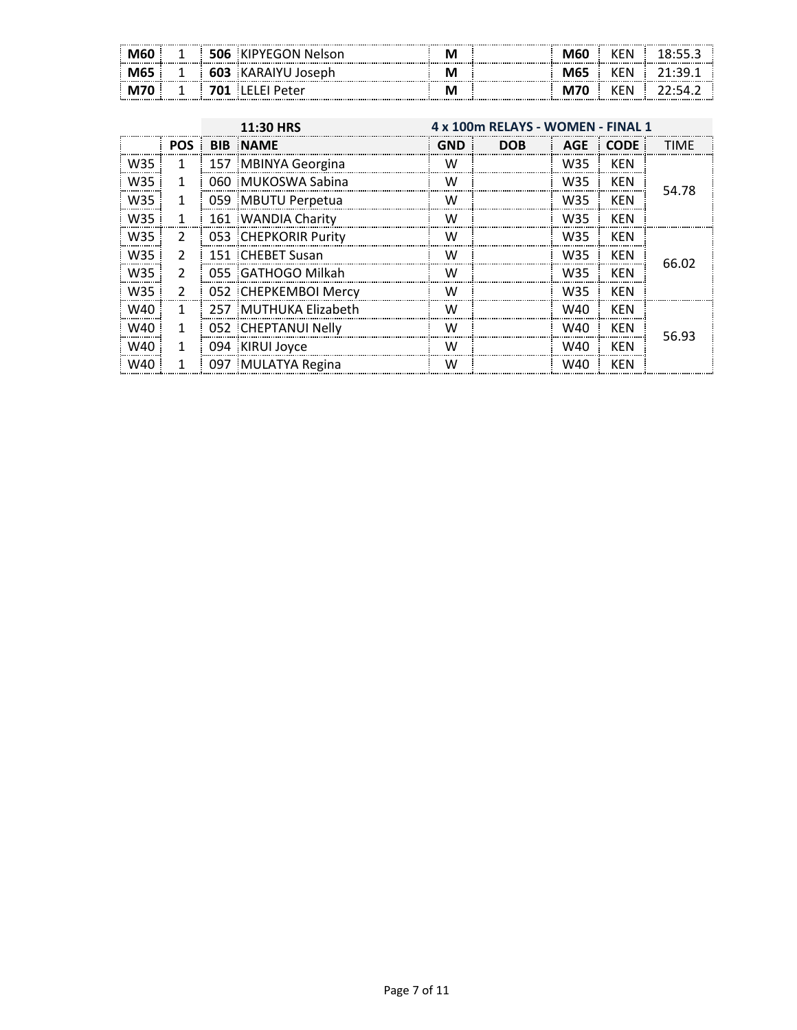| | | | | | | | | |
|---|---|---|---|---|---|---|---|---|
| **M60** | 1 | **506** | KIPYEGON Nelson | **M** | | **M60** | KEN | 18:55.3 |
| **M65** | 1 | **603** | KARAIYU Joseph | **M** | | **M65** | KEN | 21:39.1 |
| **M70** | 1 | **701** | LELEI Peter | **M** | | **M70** | KEN | 22:54.2 |

| | | | **11:30 HRS** | **4 x 100m RELAYS - WOMEN - FINAL 1** | | | | |
|---|---|---|---|---|---|---|---|---|
| | **POS** | **BIB** | **NAME** | **GND** | **DOB** | **AGE** | **CODE** | TIME |
| W35 | 1 | 157 | MBINYA Georgina | W | | W35 | KEN | 54.78 |
| W35 | 1 | 060 | MUKOSWA Sabina | W | | W35 | KEN | |
| W35 | 1 | 059 | MBUTU Perpetua | W | | W35 | KEN | |
| W35 | 1 | 161 | WANDIA Charity | W | | W35 | KEN | |
| W35 | 2 | 053 | CHEPKORIR Purity | W | | W35 | KEN | 66.02 |
| W35 | 2 | 151 | CHEBET Susan | W | | W35 | KEN | |
| W35 | 2 | 055 | GATHOGO Milkah | W | | W35 | KEN | |
| W35 | 2 | 052 | CHEPKEMBOI Mercy | W | | W35 | KEN | |
| W40 | 1 | 257 | MUTHUKA Elizabeth | W | | W40 | KEN | 56.93 |
| W40 | 1 | 052 | CHEPTANUI Nelly | W | | W40 | KEN | |
| W40 | 1 | 094 | KIRUI Joyce | W | | W40 | KEN | |
| W40 | 1 | 097 | MULATYA Regina | W | | W40 | KEN | |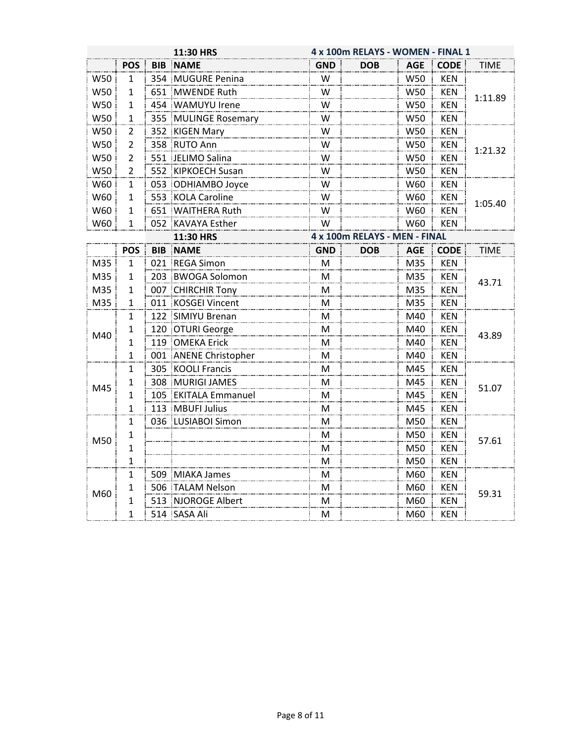| | | | 11:30 HRS | 4 x 100m RELAYS - WOMEN - FINAL 1 | | | | |
|---|---|---|---|---|---|---|---|---|
| | POS | BIB | NAME | GND | DOB | AGE | CODE | TIME |
| W50 | 1 | 354 | MUGURE Penina | W | | W50 | KEN | 1:11.89 |
| W50 | 1 | 651 | MWENDE Ruth | W | | W50 | KEN | |
| W50 | 1 | 454 | WAMUYU Irene | W | | W50 | KEN | |
| W50 | 1 | 355 | MULINGE Rosemary | W | | W50 | KEN | |
| W50 | 2 | 352 | KIGEN Mary | W | | W50 | KEN | 1:21.32 |
| W50 | 2 | 358 | RUTO Ann | W | | W50 | KEN | |
| W50 | 2 | 551 | JELIMO Salina | W | | W50 | KEN | |
| W50 | 2 | 552 | KIPKOECH Susan | W | | W50 | KEN | |
| W60 | 1 | 053 | ODHIAMBO Joyce | W | | W60 | KEN | 1:05.40 |
| W60 | 1 | 553 | KOLA Caroline | W | | W60 | KEN | |
| W60 | 1 | 651 | WAITHERA Ruth | W | | W60 | KEN | |
| W60 | 1 | 052 | KAVAYA Esther | W | | W60 | KEN | |

| | | | 11:30 HRS | 4 x 100m RELAYS - MEN - FINAL | | | | |
|---|---|---|---|---|---|---|---|---|
| | POS | BIB | NAME | GND | DOB | AGE | CODE | TIME |
| M35 | 1 | 021 | REGA Simon | M | | M35 | KEN | 43.71 |
| M35 | 1 | 203 | BWOGA Solomon | M | | M35 | KEN | |
| M35 | 1 | 007 | CHIRCHIR Tony | M | | M35 | KEN | |
| M35 | 1 | 011 | KOSGEI Vincent | M | | M35 | KEN | |
| M40 | 1 | 122 | SIMIYU Brenan | M | | M40 | KEN | 43.89 |
| | 1 | 120 | OTURI George | M | | M40 | KEN | |
| | 1 | 119 | OMEKA Erick | M | | M40 | KEN | |
| | 1 | 001 | ANENE Christopher | M | | M40 | KEN | |
| M45 | 1 | 305 | KOOLI Francis | M | | M45 | KEN | 51.07 |
| | 1 | 308 | MURIGI JAMES | M | | M45 | KEN | |
| | 1 | 105 | EKITALA Emmanuel | M | | M45 | KEN | |
| | 1 | 113 | MBUFI Julius | M | | M45 | KEN | |
| M50 | 1 | 036 | LUSIABOI Simon | M | | M50 | KEN | 57.61 |
| | 1 | | | M | | M50 | KEN | |
| | 1 | | | M | | M50 | KEN | |
| | 1 | | | M | | M50 | KEN | |
| M60 | 1 | 509 | MIAKA James | M | | M60 | KEN | 59.31 |
| | 1 | 506 | TALAM Nelson | M | | M60 | KEN | |
| | 1 | 513 | NJOROGE Albert | M | | M60 | KEN | |
| | 1 | 514 | SASA Ali | M | | M60 | KEN | |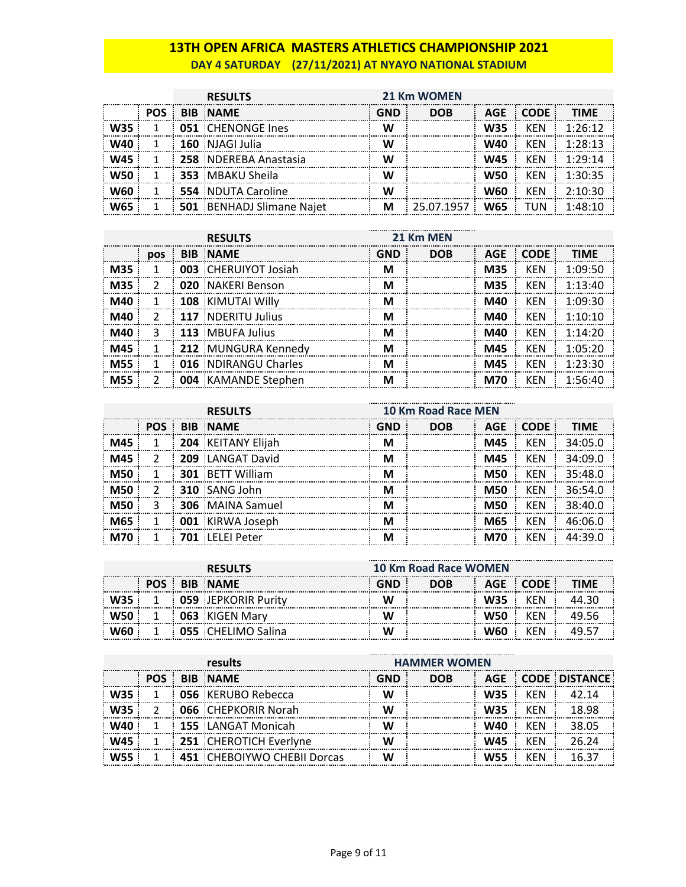# 13TH OPEN AFRICA MASTERS ATHLETICS CHAMPIONSHIP 2021

## DAY 4 SATURDAY (27/11/2021) AT NYAYO NATIONAL STADIUM

### RESULTS — 21 Km WOMEN

| | POS | BIB | NAME | GND | DOB | AGE | CODE | TIME |
|---|---|---|---|---|---|---|---|---|
| W35 | 1 | 051 | CHENONGE Ines | W | | W35 | KEN | 1:26:12 |
| W40 | 1 | 160 | NJAGI Julia | W | | W40 | KEN | 1:28:13 |
| W45 | 1 | 258 | NDEREBA Anastasia | W | | W45 | KEN | 1:29:14 |
| W50 | 1 | 353 | MBAKU Sheila | W | | W50 | KEN | 1:30:35 |
| W60 | 1 | 554 | NDUTA Caroline | W | | W60 | KEN | 2:10:30 |
| W65 | 1 | 501 | BENHADJ Slimane Najet | M | 25.07.1957 | W65 | TUN | 1:48:10 |

### RESULTS — 21 Km MEN

| | pos | BIB | NAME | GND | DOB | AGE | CODE | TIME |
|---|---|---|---|---|---|---|---|---|
| M35 | 1 | 003 | CHERUIYOT Josiah | M | | M35 | KEN | 1:09:50 |
| M35 | 2 | 020 | NAKERI Benson | M | | M35 | KEN | 1:13:40 |
| M40 | 1 | 108 | KIMUTAI Willy | M | | M40 | KEN | 1:09:30 |
| M40 | 2 | 117 | NDERITU Julius | M | | M40 | KEN | 1:10:10 |
| M40 | 3 | 113 | MBUFA Julius | M | | M40 | KEN | 1:14:20 |
| M45 | 1 | 212 | MUNGURA Kennedy | M | | M45 | KEN | 1:05:20 |
| M55 | 1 | 016 | NDIRANGU Charles | M | | M45 | KEN | 1:23:30 |
| M55 | 2 | 004 | KAMANDE Stephen | M | | M70 | KEN | 1:56:40 |

### RESULTS — 10 Km Road Race MEN

| | POS | BIB | NAME | GND | DOB | AGE | CODE | TIME |
|---|---|---|---|---|---|---|---|---|
| M45 | 1 | 204 | KEITANY Elijah | M | | M45 | KEN | 34:05.0 |
| M45 | 2 | 209 | LANGAT David | M | | M45 | KEN | 34:09.0 |
| M50 | 1 | 301 | BETT William | M | | M50 | KEN | 35:48.0 |
| M50 | 2 | 310 | SANG John | M | | M50 | KEN | 36:54.0 |
| M50 | 3 | 306 | MAINA Samuel | M | | M50 | KEN | 38:40.0 |
| M65 | 1 | 001 | KIRWA Joseph | M | | M65 | KEN | 46:06.0 |
| M70 | 1 | 701 | LELEI Peter | M | | M70 | KEN | 44:39.0 |

### RESULTS — 10 Km Road Race WOMEN

| | POS | BIB | NAME | GND | DOB | AGE | CODE | TIME |
|---|---|---|---|---|---|---|---|---|
| W35 | 1 | 059 | JEPKORIR Purity | W | | W35 | KEN | 44.30 |
| W50 | 1 | 063 | KIGEN Mary | W | | W50 | KEN | 49.56 |
| W60 | 1 | 055 | CHELIMO Salina | W | | W60 | KEN | 49.57 |

### results — HAMMER WOMEN

| | POS | BIB | NAME | GND | DOB | AGE | CODE | DISTANCE |
|---|---|---|---|---|---|---|---|---|
| W35 | 1 | 056 | KERUBO Rebecca | W | | W35 | KEN | 42.14 |
| W35 | 2 | 066 | CHEPKORIR Norah | W | | W35 | KEN | 18.98 |
| W40 | 1 | 155 | LANGAT Monicah | W | | W40 | KEN | 38.05 |
| W45 | 1 | 251 | CHEROTICH Everlyne | W | | W45 | KEN | 26.24 |
| W55 | 1 | 451 | CHEBOIYWO CHEBII Dorcas | W | | W55 | KEN | 16.37 |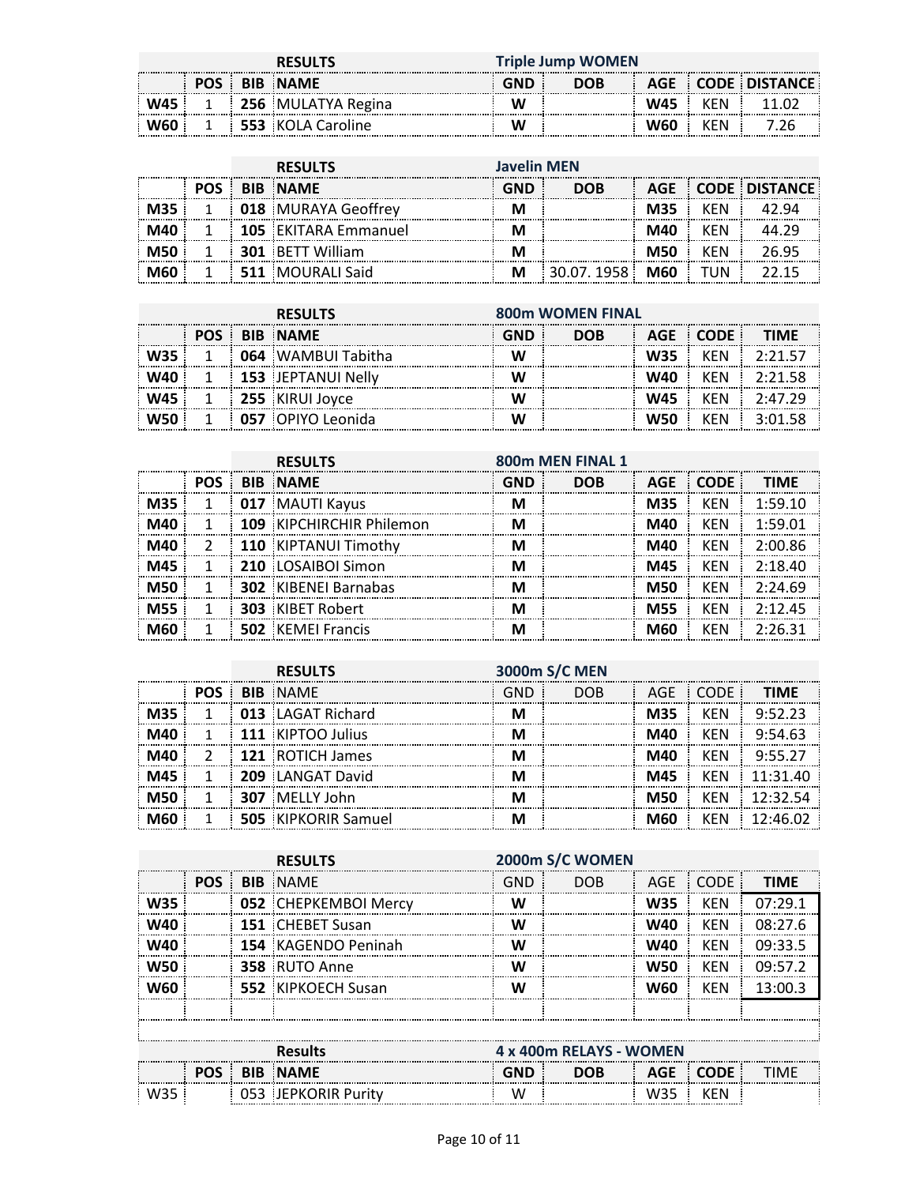| | | | RESULTS | Triple Jump WOMEN | | | | |
|---|---|---|---|---|---|---|---|---|
| | POS | BIB | NAME | GND | DOB | AGE | CODE | DISTANCE |
| W45 | 1 | 256 | MULATYA Regina | W | | W45 | KEN | 11.02 |
| W60 | 1 | 553 | KOLA Caroline | W | | W60 | KEN | 7.26 |

| | | | RESULTS | Javelin MEN | | | | |
|---|---|---|---|---|---|---|---|---|
| | POS | BIB | NAME | GND | DOB | AGE | CODE | DISTANCE |
| M35 | 1 | 018 | MURAYA Geoffrey | M | | M35 | KEN | 42.94 |
| M40 | 1 | 105 | EKITARA Emmanuel | M | | M40 | KEN | 44.29 |
| M50 | 1 | 301 | BETT William | M | | M50 | KEN | 26.95 |
| M60 | 1 | 511 | MOURALI Said | M | 30.07. 1958 | M60 | TUN | 22.15 |

| | | | RESULTS | 800m WOMEN FINAL | | | | |
|---|---|---|---|---|---|---|---|---|
| | POS | BIB | NAME | GND | DOB | AGE | CODE | TIME |
| W35 | 1 | 064 | WAMBUI Tabitha | W | | W35 | KEN | 2:21.57 |
| W40 | 1 | 153 | JEPTANUI Nelly | W | | W40 | KEN | 2:21.58 |
| W45 | 1 | 255 | KIRUI Joyce | W | | W45 | KEN | 2:47.29 |
| W50 | 1 | 057 | OPIYO Leonida | W | | W50 | KEN | 3:01.58 |

| | | | RESULTS | 800m MEN FINAL 1 | | | | |
|---|---|---|---|---|---|---|---|---|
| | POS | BIB | NAME | GND | DOB | AGE | CODE | TIME |
| M35 | 1 | 017 | MAUTI Kayus | M | | M35 | KEN | 1:59.10 |
| M40 | 1 | 109 | KIPCHIRCHIR Philemon | M | | M40 | KEN | 1:59.01 |
| M40 | 2 | 110 | KIPTANUI Timothy | M | | M40 | KEN | 2:00.86 |
| M45 | 1 | 210 | LOSAIBOI Simon | M | | M45 | KEN | 2:18.40 |
| M50 | 1 | 302 | KIBENEI Barnabas | M | | M50 | KEN | 2:24.69 |
| M55 | 1 | 303 | KIBET Robert | M | | M55 | KEN | 2:12.45 |
| M60 | 1 | 502 | KEMEI Francis | M | | M60 | KEN | 2:26.31 |

| | | | RESULTS | 3000m S/C MEN | | | | |
|---|---|---|---|---|---|---|---|---|
| | POS | BIB | NAME | GND | DOB | AGE | CODE | TIME |
| M35 | 1 | 013 | LAGAT Richard | M | | M35 | KEN | 9:52.23 |
| M40 | 1 | 111 | KIPTOO Julius | M | | M40 | KEN | 9:54.63 |
| M40 | 2 | 121 | ROTICH James | M | | M40 | KEN | 9:55.27 |
| M45 | 1 | 209 | LANGAT David | M | | M45 | KEN | 11:31.40 |
| M50 | 1 | 307 | MELLY John | M | | M50 | KEN | 12:32.54 |
| M60 | 1 | 505 | KIPKORIR Samuel | M | | M60 | KEN | 12:46.02 |

| | | | RESULTS | 2000m S/C WOMEN | | | | |
|---|---|---|---|---|---|---|---|---|
| | POS | BIB | NAME | GND | DOB | AGE | CODE | TIME |
| W35 | | 052 | CHEPKEMBOI Mercy | W | | W35 | KEN | 07:29.1 |
| W40 | | 151 | CHEBET Susan | W | | W40 | KEN | 08:27.6 |
| W40 | | 154 | KAGENDO Peninah | W | | W40 | KEN | 09:33.5 |
| W50 | | 358 | RUTO Anne | W | | W50 | KEN | 09:57.2 |
| W60 | | 552 | KIPKOECH Susan | W | | W60 | KEN | 13:00.3 |

| | | | Results | 4 x 400m RELAYS - WOMEN | | | | |
|---|---|---|---|---|---|---|---|---|
| | POS | BIB | NAME | GND | DOB | AGE | CODE | TIME |
| W35 | | 053 | JEPKORIR Purity | W | | W35 | KEN | |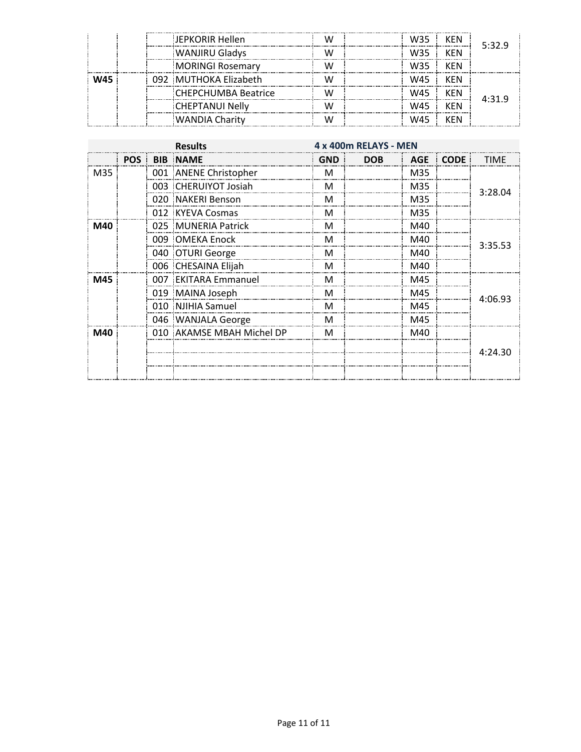| | | | | | | | | |
|---|---|---|---|---|---|---|---|---|
| | | | JEPKORIR Hellen | W | | W35 | KEN | 5:32.9 |
| | | | WANJIRU Gladys | W | | W35 | KEN | |
| | | | MORINGI Rosemary | W | | W35 | KEN | |
| **W45** | | 092 | MUTHOKA Elizabeth | W | | W45 | KEN | 4:31.9 |
| | | | CHEPCHUMBA Beatrice | W | | W45 | KEN | |
| | | | CHEPTANUI Nelly | W | | W45 | KEN | |
| | | | WANDIA Charity | W | | W45 | KEN | |

| | | | **Results** | **4 x 400m RELAYS - MEN** | | | | |
|---|---|---|---|---|---|---|---|---|
| | **POS** | **BIB** | **NAME** | **GND** | **DOB** | **AGE** | **CODE** | TIME |
| M35 | | 001 | ANENE Christopher | M | | M35 | | 3:28.04 |
| | | 003 | CHERUIYOT Josiah | M | | M35 | | |
| | | 020 | NAKERI Benson | M | | M35 | | |
| | | 012 | KYEVA Cosmas | M | | M35 | | |
| **M40** | | 025 | MUNERIA Patrick | M | | M40 | | 3:35.53 |
| | | 009 | OMEKA Enock | M | | M40 | | |
| | | 040 | OTURI George | M | | M40 | | |
| | | 006 | CHESAINA Elijah | M | | M40 | | |
| **M45** | | 007 | EKITARA Emmanuel | M | | M45 | | 4:06.93 |
| | | 019 | MAINA Joseph | M | | M45 | | |
| | | 010 | NJIHIA Samuel | M | | M45 | | |
| | | 046 | WANJALA George | M | | M45 | | |
| **M40** | | 010 | AKAMSE MBAH Michel DP | M | | M40 | | 4:24.30 |
| | | | | | | | | |
| | | | | | | | | |
| | | | | | | | | |